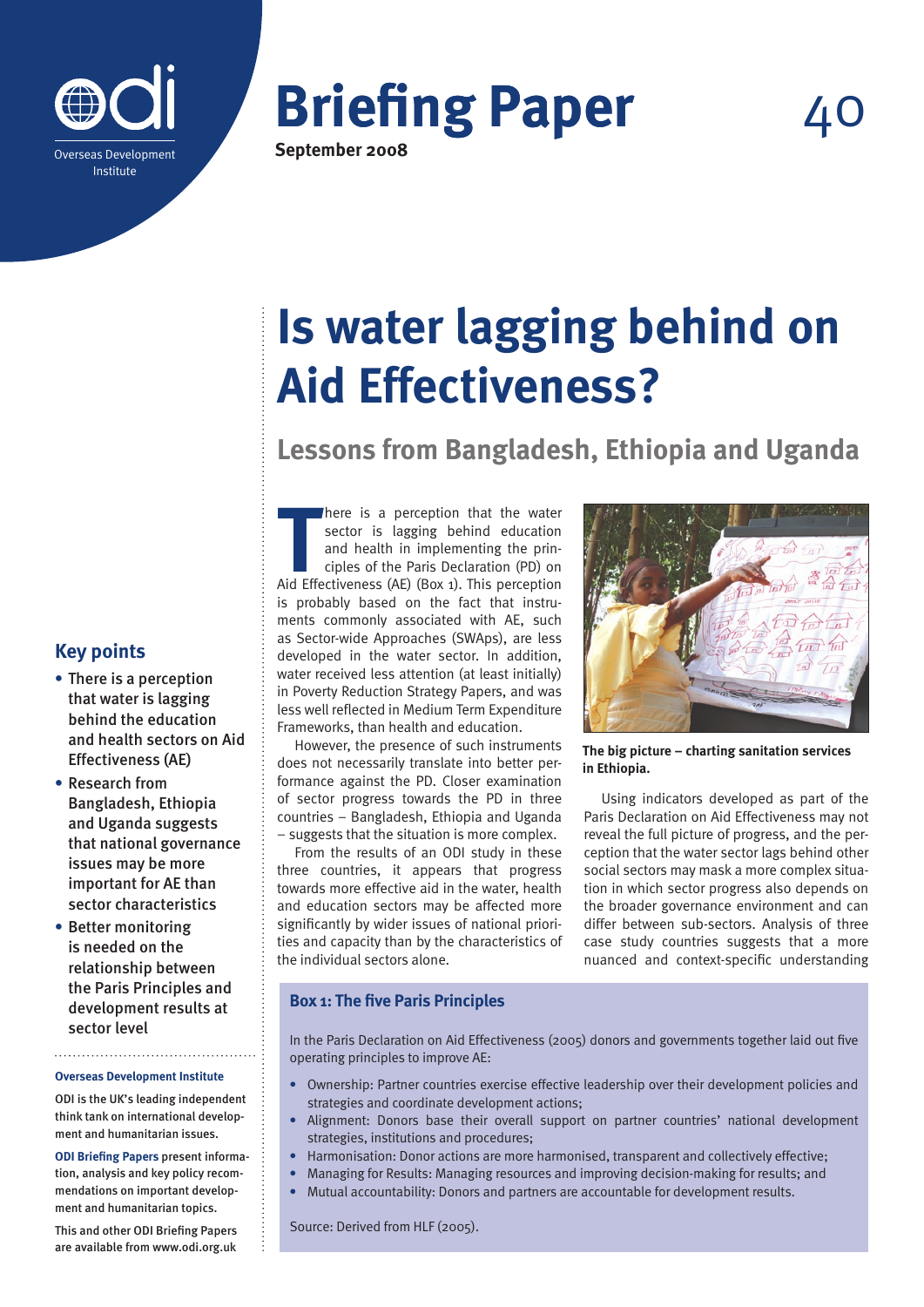# Briefing Paper 40

**September 2008**

# Is water lagging behind on Aid Effectiveness?

## Lessons from Bangladesh, Ethiopia and Uganda

### Key points

- There is a perception that water is lagging behind the education and health sectors on Aid Effectiveness (AE)
- Research from Bangladesh, Ethiopia and Uganda suggests that national governance issues may be more important for AE than sector characteristics
- Better monitoring is needed on the relationship between the Paris Principles and development results at sector level

**Overseas Development Institute**

ODI is the UK's leading independent think tank on international development and humanitarian issues.

**ODI Briefing Papers** present information, analysis and key policy recommendations on important development and humanitarian topics.

This and other ODI Briefing Papers are available from www.odi.org.uk

There is a perception that the water sector is lagging behind education and health in implementing the principles of the Paris Declaration (PD) on Aid Effectiveness (AE) (Box 1). This perception is probably based on the fact that instruments commonly associated with AE, such as Sector-wide Approaches (SWAps), are less developed in the water sector. In addition, water received less attention (at least initially) in Poverty Reduction Strategy Papers, and was less well reflected in Medium Term Expenditure Frameworks, than health and education.

However, the presence of such instruments does not necessarily translate into better performance against the PD. Closer examination of sector progress towards the PD in three countries – Bangladesh, Ethiopia and Uganda – suggests that the situation is more complex.

From the results of an ODI study in these three countries, it appears that progress towards more effective aid in the water, health and education sectors may be affected more significantly by wider issues of national priorities and capacity than by the characteristics of the individual sectors alone.

**The big picture – charting sanitation services in Ethiopia.**

Using indicators developed as part of the Paris Declaration on Aid Effectiveness may not reveal the full picture of progress, and the perception that the water sector lags behind other social sectors may mask a more complex situation in which sector progress also depends on the broader governance environment and can differ between sub-sectors. Analysis of three case study countries suggests that a more nuanced and context-specific understanding

**Box 1: The five Paris Principles**

In the Paris Declaration on Aid Effectiveness (2005) donors and governments together laid out five operating principles to improve AE:

- Ownership: Partner countries exercise effective leadership over their development policies and strategies and coordinate development actions;
- Alignment: Donors base their overall support on partner countries' national development strategies, institutions and procedures;
- Harmonisation: Donor actions are more harmonised, transparent and collectively effective;
- Managing for Results: Managing resources and improving decision-making for results; and
- Mutual accountability: Donors and partners are accountable for development results.

Source: Derived from HLF (2005).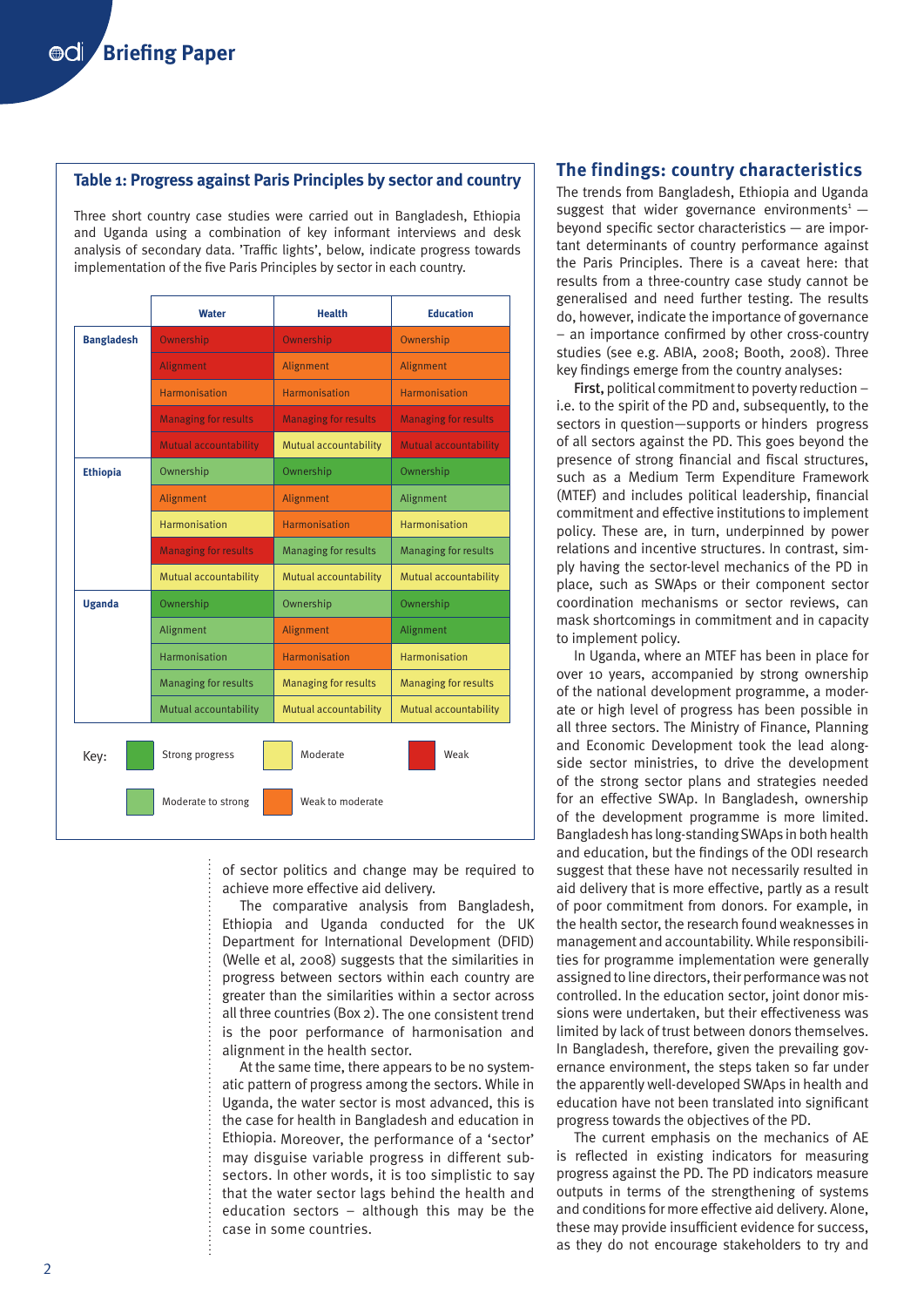**Table 1: Progress against Paris Principles by sector and country**

Three short country case studies were carried out in Bangladesh, Ethiopia and Uganda using a combination of key informant interviews and desk analysis of secondary data. 'Traffic lights', below, indicate progress towards implementation of the five Paris Principles by sector in each country.

| | Water | Health | Education |
|---|---|---|---|
| **Bangladesh** | Ownership (Weak) | Ownership (Weak) | Ownership (Weak to moderate) |
| | Alignment (Weak) | Alignment (Weak to moderate) | Alignment (Weak to moderate) |
| | Harmonisation (Weak to moderate) | Harmonisation (Weak to moderate) | Harmonisation (Weak to moderate) |
| | Managing for results (Weak) | Managing for results (Weak) | Managing for results (Weak) |
| | Mutual accountability (Weak) | Mutual accountability (Moderate) | Mutual accountability (Weak) |
| **Ethiopia** | Ownership (Moderate to strong) | Ownership (Moderate to strong) | Ownership (Strong progress) |
| | Alignment (Weak to moderate) | Alignment (Weak to moderate) | Alignment (Moderate to strong) |
| | Harmonisation (Moderate) | Harmonisation (Weak to moderate) | Harmonisation (Moderate) |
| | Managing for results (Weak) | Managing for results (Moderate to strong) | Managing for results (Moderate to strong) |
| | Mutual accountability (Moderate) | Mutual accountability (Moderate) | Mutual accountability (Moderate) |
| **Uganda** | Ownership (Strong progress) | Ownership (Moderate to strong) | Ownership (Strong progress) |
| | Alignment (Moderate to strong) | Alignment (Weak to moderate) | Alignment (Strong progress) |
| | Harmonisation (Moderate to strong) | Harmonisation (Weak to moderate) | Harmonisation (Moderate) |
| | Managing for results (Moderate to strong) | Managing for results (Moderate to strong) | Managing for results (Moderate) |
| | Mutual accountability (Moderate to strong) | Mutual accountability (Moderate) | Mutual accountability (Moderate) |

Key: Strong progress; Moderate to strong; Moderate; Weak to moderate; Weak

of sector politics and change may be required to achieve more effective aid delivery.

The comparative analysis from Bangladesh, Ethiopia and Uganda conducted for the UK Department for International Development (DFID) (Welle et al, 2008) suggests that the similarities in progress between sectors within each country are greater than the similarities within a sector across all three countries (Box 2). The one consistent trend is the poor performance of harmonisation and alignment in the health sector.

At the same time, there appears to be no systematic pattern of progress among the sectors. While in Uganda, the water sector is most advanced, this is the case for health in Bangladesh and education in Ethiopia. Moreover, the performance of a 'sector' may disguise variable progress in different sub-sectors. In other words, it is too simplistic to say that the water sector lags behind the health and education sectors – although this may be the case in some countries.

## The findings: country characteristics

The trends from Bangladesh, Ethiopia and Uganda suggest that wider governance environments[1] — beyond specific sector characteristics — are important determinants of country performance against the Paris Principles. There is a caveat here: that results from a three-country case study cannot be generalised and need further testing. The results do, however, indicate the importance of governance – an importance confirmed by other cross-country studies (see e.g. ABIA, 2008; Booth, 2008). Three key findings emerge from the country analyses:

**First,** political commitment to poverty reduction – i.e. to the spirit of the PD and, subsequently, to the sectors in question—supports or hinders progress of all sectors against the PD. This goes beyond the presence of strong financial and fiscal structures, such as a Medium Term Expenditure Framework (MTEF) and includes political leadership, financial commitment and effective institutions to implement policy. These are, in turn, underpinned by power relations and incentive structures. In contrast, simply having the sector-level mechanics of the PD in place, such as SWAps or their component sector coordination mechanisms or sector reviews, can mask shortcomings in commitment and in capacity to implement policy.

In Uganda, where an MTEF has been in place for over 10 years, accompanied by strong ownership of the national development programme, a moderate or high level of progress has been possible in all three sectors. The Ministry of Finance, Planning and Economic Development took the lead alongside sector ministries, to drive the development of the strong sector plans and strategies needed for an effective SWAp. In Bangladesh, ownership of the development programme is more limited. Bangladesh has long-standing SWAps in both health and education, but the findings of the ODI research suggest that these have not necessarily resulted in aid delivery that is more effective, partly as a result of poor commitment from donors. For example, in the health sector, the research found weaknesses in management and accountability. While responsibilities for programme implementation were generally assigned to line directors, their performance was not controlled. In the education sector, joint donor missions were undertaken, but their effectiveness was limited by lack of trust between donors themselves. In Bangladesh, therefore, given the prevailing governance environment, the steps taken so far under the apparently well-developed SWAps in health and education have not been translated into significant progress towards the objectives of the PD.

The current emphasis on the mechanics of AE is reflected in existing indicators for measuring progress against the PD. The PD indicators measure outputs in terms of the strengthening of systems and conditions for more effective aid delivery. Alone, these may provide insufficient evidence for success, as they do not encourage stakeholders to try and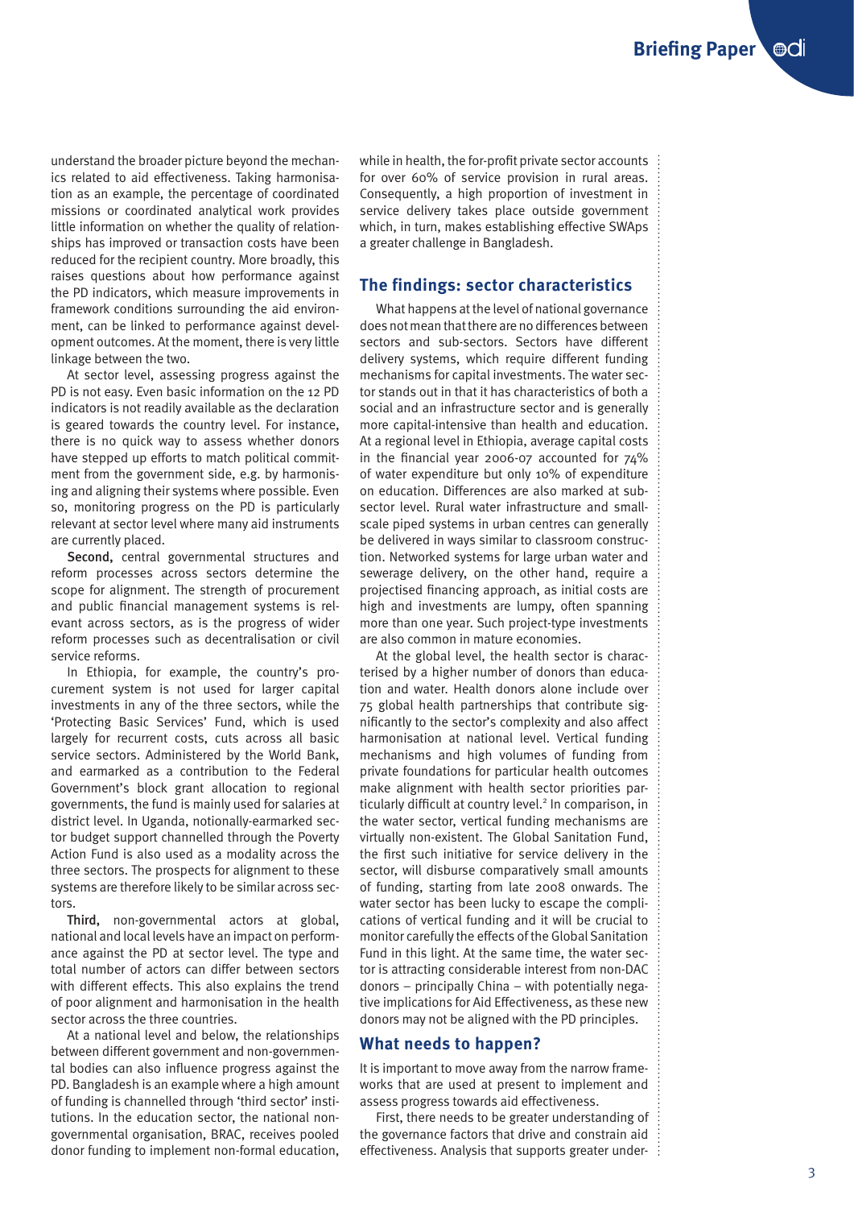understand the broader picture beyond the mechanics related to aid effectiveness. Taking harmonisation as an example, the percentage of coordinated missions or coordinated analytical work provides little information on whether the quality of relationships has improved or transaction costs have been reduced for the recipient country. More broadly, this raises questions about how performance against the PD indicators, which measure improvements in framework conditions surrounding the aid environment, can be linked to performance against development outcomes. At the moment, there is very little linkage between the two.

At sector level, assessing progress against the PD is not easy. Even basic information on the 12 PD indicators is not readily available as the declaration is geared towards the country level. For instance, there is no quick way to assess whether donors have stepped up efforts to match political commitment from the government side, e.g. by harmonising and aligning their systems where possible. Even so, monitoring progress on the PD is particularly relevant at sector level where many aid instruments are currently placed.

**Second,** central governmental structures and reform processes across sectors determine the scope for alignment. The strength of procurement and public financial management systems is relevant across sectors, as is the progress of wider reform processes such as decentralisation or civil service reforms.

In Ethiopia, for example, the country's procurement system is not used for larger capital investments in any of the three sectors, while the 'Protecting Basic Services' Fund, which is used largely for recurrent costs, cuts across all basic service sectors. Administered by the World Bank, and earmarked as a contribution to the Federal Government's block grant allocation to regional governments, the fund is mainly used for salaries at district level. In Uganda, notionally-earmarked sector budget support channelled through the Poverty Action Fund is also used as a modality across the three sectors. The prospects for alignment to these systems are therefore likely to be similar across sectors.

**Third,** non-governmental actors at global, national and local levels have an impact on performance against the PD at sector level. The type and total number of actors can differ between sectors with different effects. This also explains the trend of poor alignment and harmonisation in the health sector across the three countries.

At a national level and below, the relationships between different government and non-governmental bodies can also influence progress against the PD. Bangladesh is an example where a high amount of funding is channelled through 'third sector' institutions. In the education sector, the national non-governmental organisation, BRAC, receives pooled donor funding to implement non-formal education, while in health, the for-profit private sector accounts for over 60% of service provision in rural areas. Consequently, a high proportion of investment in service delivery takes place outside government which, in turn, makes establishing effective SWAps a greater challenge in Bangladesh.

## The findings: sector characteristics

What happens at the level of national governance does not mean that there are no differences between sectors and sub-sectors. Sectors have different delivery systems, which require different funding mechanisms for capital investments. The water sector stands out in that it has characteristics of both a social and an infrastructure sector and is generally more capital-intensive than health and education. At a regional level in Ethiopia, average capital costs in the financial year 2006-07 accounted for 74% of water expenditure but only 10% of expenditure on education. Differences are also marked at sub-sector level. Rural water infrastructure and small-scale piped systems in urban centres can generally be delivered in ways similar to classroom construction. Networked systems for large urban water and sewerage delivery, on the other hand, require a projectised financing approach, as initial costs are high and investments are lumpy, often spanning more than one year. Such project-type investments are also common in mature economies.

At the global level, the health sector is characterised by a higher number of donors than education and water. Health donors alone include over 75 global health partnerships that contribute significantly to the sector's complexity and also affect harmonisation at national level. Vertical funding mechanisms and high volumes of funding from private foundations for particular health outcomes make alignment with health sector priorities particularly difficult at country level.[2] In comparison, in the water sector, vertical funding mechanisms are virtually non-existent. The Global Sanitation Fund, the first such initiative for service delivery in the sector, will disburse comparatively small amounts of funding, starting from late 2008 onwards. The water sector has been lucky to escape the complications of vertical funding and it will be crucial to monitor carefully the effects of the Global Sanitation Fund in this light. At the same time, the water sector is attracting considerable interest from non-DAC donors – principally China – with potentially negative implications for Aid Effectiveness, as these new donors may not be aligned with the PD principles.

## What needs to happen?

It is important to move away from the narrow frameworks that are used at present to implement and assess progress towards aid effectiveness.

First, there needs to be greater understanding of the governance factors that drive and constrain aid effectiveness. Analysis that supports greater under-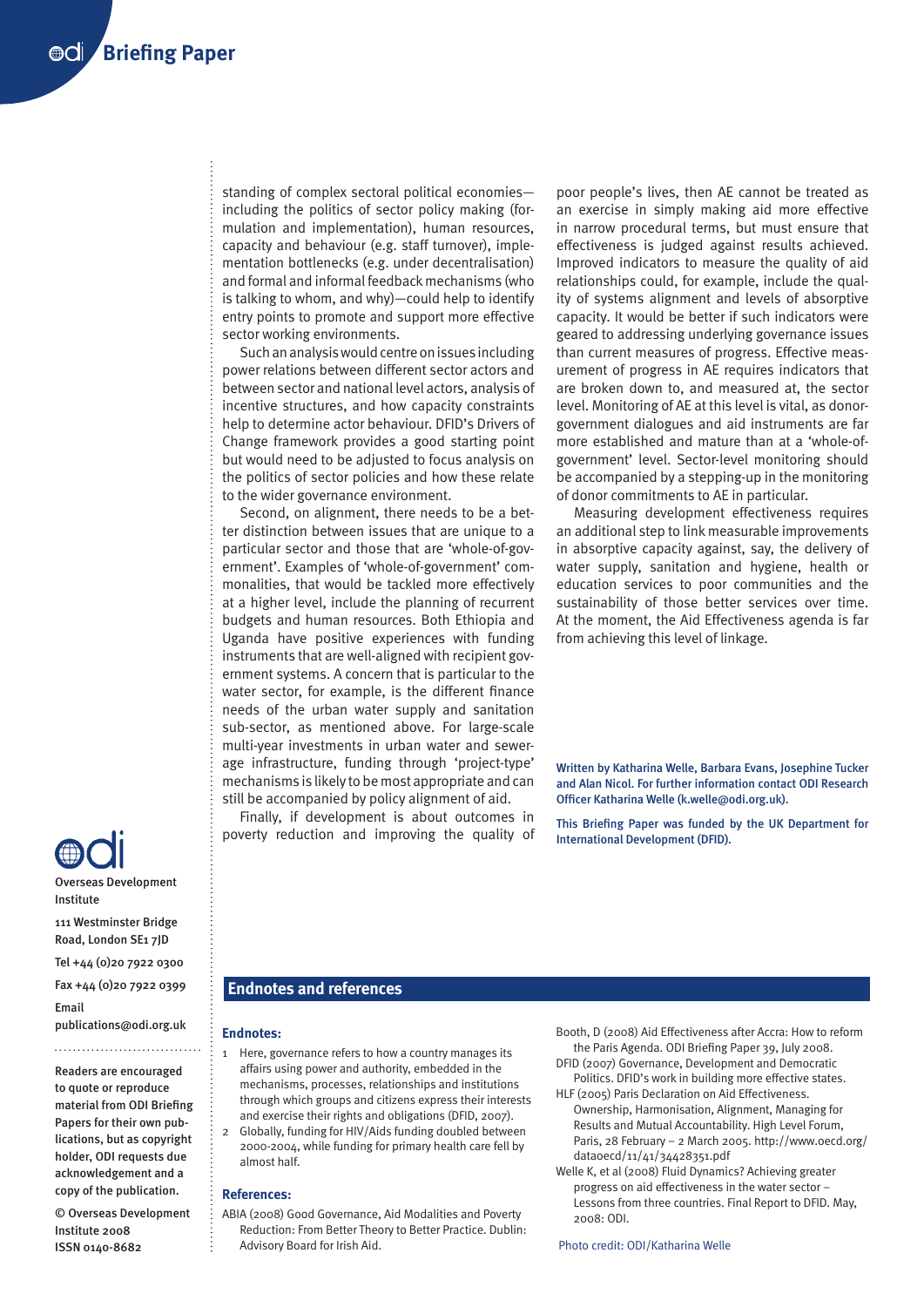standing of complex sectoral political economies—including the politics of sector policy making (formulation and implementation), human resources, capacity and behaviour (e.g. staff turnover), implementation bottlenecks (e.g. under decentralisation) and formal and informal feedback mechanisms (who is talking to whom, and why)—could help to identify entry points to promote and support more effective sector working environments.

Such an analysis would centre on issues including power relations between different sector actors and between sector and national level actors, analysis of incentive structures, and how capacity constraints help to determine actor behaviour. DFID's Drivers of Change framework provides a good starting point but would need to be adjusted to focus analysis on the politics of sector policies and how these relate to the wider governance environment.

Second, on alignment, there needs to be a better distinction between issues that are unique to a particular sector and those that are 'whole-of-government'. Examples of 'whole-of-government' commonalities, that would be tackled more effectively at a higher level, include the planning of recurrent budgets and human resources. Both Ethiopia and Uganda have positive experiences with funding instruments that are well-aligned with recipient government systems. A concern that is particular to the water sector, for example, is the different finance needs of the urban water supply and sanitation sub-sector, as mentioned above. For large-scale multi-year investments in urban water and sewerage infrastructure, funding through 'project-type' mechanisms is likely to be most appropriate and can still be accompanied by policy alignment of aid.

Finally, if development is about outcomes in poverty reduction and improving the quality of poor people's lives, then AE cannot be treated as an exercise in simply making aid more effective in narrow procedural terms, but must ensure that effectiveness is judged against results achieved. Improved indicators to measure the quality of aid relationships could, for example, include the quality of systems alignment and levels of absorptive capacity. It would be better if such indicators were geared to addressing underlying governance issues than current measures of progress. Effective measurement of progress in AE requires indicators that are broken down to, and measured at, the sector level. Monitoring of AE at this level is vital, as donor-government dialogues and aid instruments are far more established and mature than at a 'whole-of-government' level. Sector-level monitoring should be accompanied by a stepping-up in the monitoring of donor commitments to AE in particular.

Measuring development effectiveness requires an additional step to link measurable improvements in absorptive capacity against, say, the delivery of water supply, sanitation and hygiene, health or education services to poor communities and the sustainability of those better services over time. At the moment, the Aid Effectiveness agenda is far from achieving this level of linkage.

Written by Katharina Welle, Barbara Evans, Josephine Tucker and Alan Nicol. For further information contact ODI Research Officer Katharina Welle (k.welle@odi.org.uk).

This Briefing Paper was funded by the UK Department for International Development (DFID).

Overseas Development Institute

111 Westminster Bridge Road, London SE1 7JD

Tel +44 (0)20 7922 0300

Fax +44 (0)20 7922 0399

Email publications@odi.org.uk

Readers are encouraged to quote or reproduce material from ODI Briefing Papers for their own publications, but as copyright holder, ODI requests due acknowledgement and a copy of the publication.

© Overseas Development Institute 2008
ISSN 0140-8682

## Endnotes and references

### Endnotes:

1. Here, governance refers to how a country manages its affairs using power and authority, embedded in the mechanisms, processes, relationships and institutions through which groups and citizens express their interests and exercise their rights and obligations (DFID, 2007).
2. Globally, funding for HIV/Aids funding doubled between 2000-2004, while funding for primary health care fell by almost half.

### References:

ABIA (2008) Good Governance, Aid Modalities and Poverty Reduction: From Better Theory to Better Practice. Dublin: Advisory Board for Irish Aid.

Booth, D (2008) Aid Effectiveness after Accra: How to reform the Paris Agenda. ODI Briefing Paper 39, July 2008.

DFID (2007) Governance, Development and Democratic Politics. DFID's work in building more effective states.

HLF (2005) Paris Declaration on Aid Effectiveness. Ownership, Harmonisation, Alignment, Managing for Results and Mutual Accountability. High Level Forum, Paris, 28 February – 2 March 2005. http://www.oecd.org/dataoecd/11/41/34428351.pdf

Welle K, et al (2008) Fluid Dynamics? Achieving greater progress on aid effectiveness in the water sector – Lessons from three countries. Final Report to DFID. May, 2008: ODI.

Photo credit: ODI/Katharina Welle